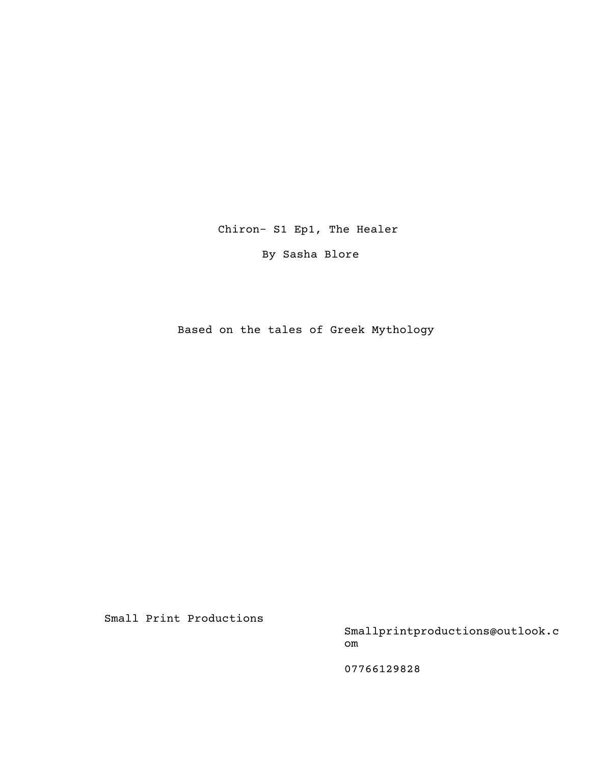# Chiron- S1 Ep1, The Healer

By Sasha Blore

Based on the tales of Greek Mythology

Small Print Productions

Smallprintproductions@outlook.com

07766129828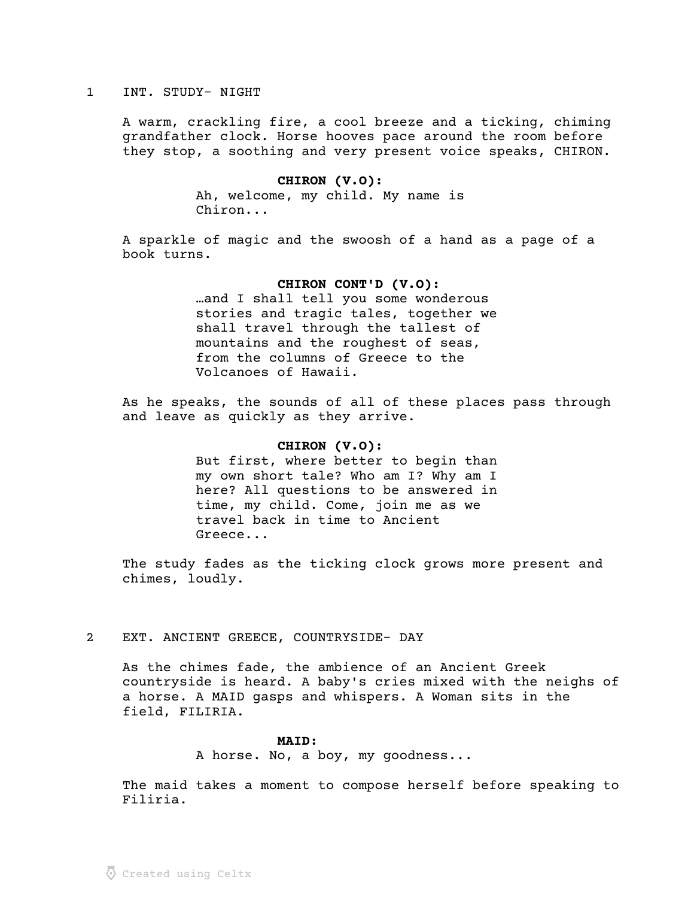1 INT. STUDY- NIGHT

A warm, crackling fire, a cool breeze and a ticking, chiming grandfather clock. Horse hooves pace around the room before they stop, a soothing and very present voice speaks, CHIRON.

**CHIRON (V.O):**
Ah, welcome, my child. My name is Chiron...

A sparkle of magic and the swoosh of a hand as a page of a book turns.

**CHIRON CONT'D (V.O):**
…and I shall tell you some wonderous stories and tragic tales, together we shall travel through the tallest of mountains and the roughest of seas, from the columns of Greece to the Volcanoes of Hawaii.

As he speaks, the sounds of all of these places pass through and leave as quickly as they arrive.

**CHIRON (V.O):**
But first, where better to begin than my own short tale? Who am I? Why am I here? All questions to be answered in time, my child. Come, join me as we travel back in time to Ancient Greece...

The study fades as the ticking clock grows more present and chimes, loudly.

2 EXT. ANCIENT GREECE, COUNTRYSIDE- DAY

As the chimes fade, the ambience of an Ancient Greek countryside is heard. A baby's cries mixed with the neighs of a horse. A MAID gasps and whispers. A Woman sits in the field, FILIRIA.

**MAID:**
A horse. No, a boy, my goodness...

The maid takes a moment to compose herself before speaking to Filiria.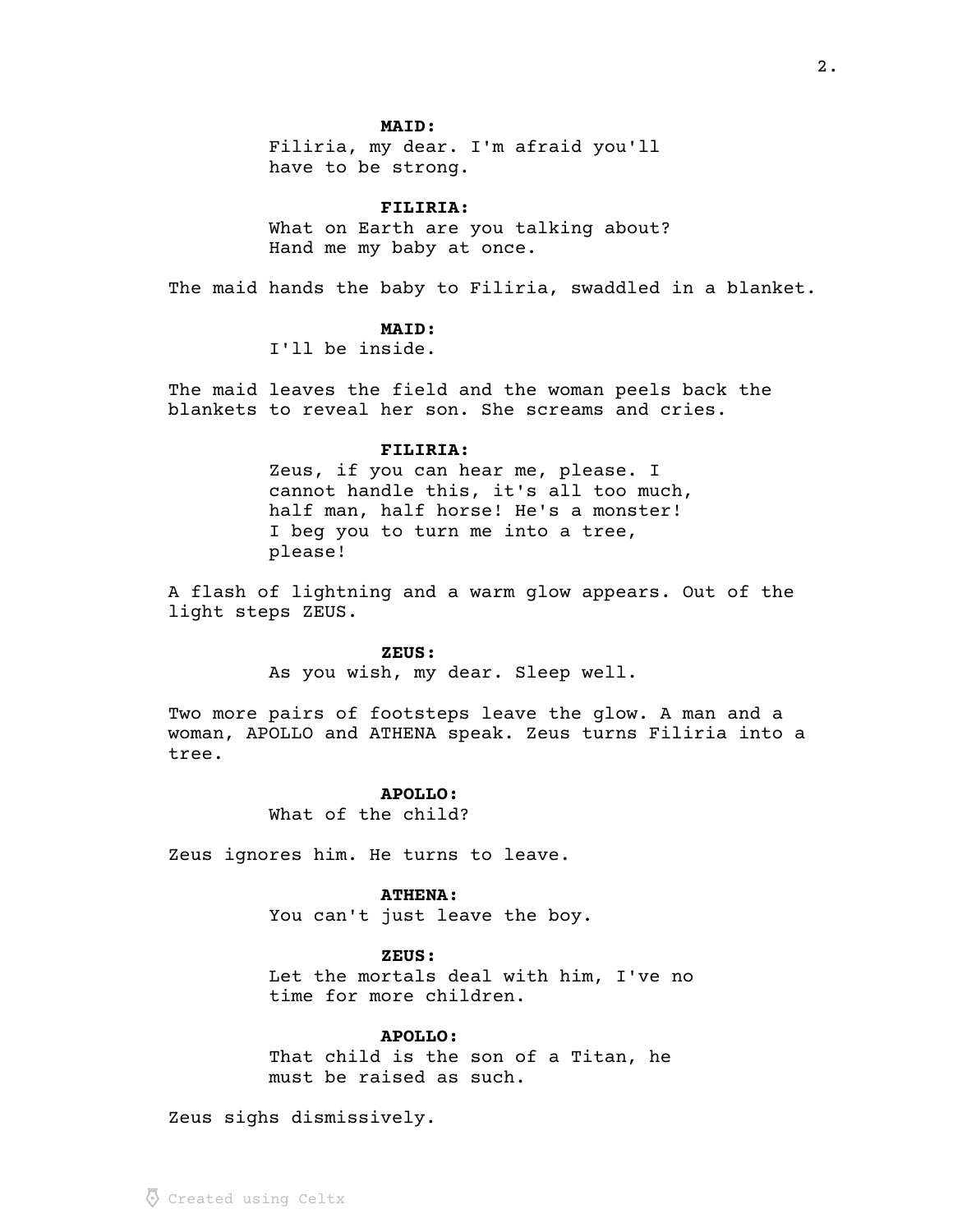**MAID:**

Filiria, my dear. I'm afraid you'll have to be strong.

**FILIRIA:**

What on Earth are you talking about? Hand me my baby at once.

The maid hands the baby to Filiria, swaddled in a blanket.

**MAID:**

I'll be inside.

The maid leaves the field and the woman peels back the blankets to reveal her son. She screams and cries.

**FILIRIA:**

Zeus, if you can hear me, please. I cannot handle this, it's all too much, half man, half horse! He's a monster! I beg you to turn me into a tree, please!

A flash of lightning and a warm glow appears. Out of the light steps ZEUS.

**ZEUS:**

As you wish, my dear. Sleep well.

Two more pairs of footsteps leave the glow. A man and a woman, APOLLO and ATHENA speak. Zeus turns Filiria into a tree.

**APOLLO:**

What of the child?

Zeus ignores him. He turns to leave.

**ATHENA:**

You can't just leave the boy.

**ZEUS:**

Let the mortals deal with him, I've no time for more children.

**APOLLO:**

That child is the son of a Titan, he must be raised as such.

Zeus sighs dismissively.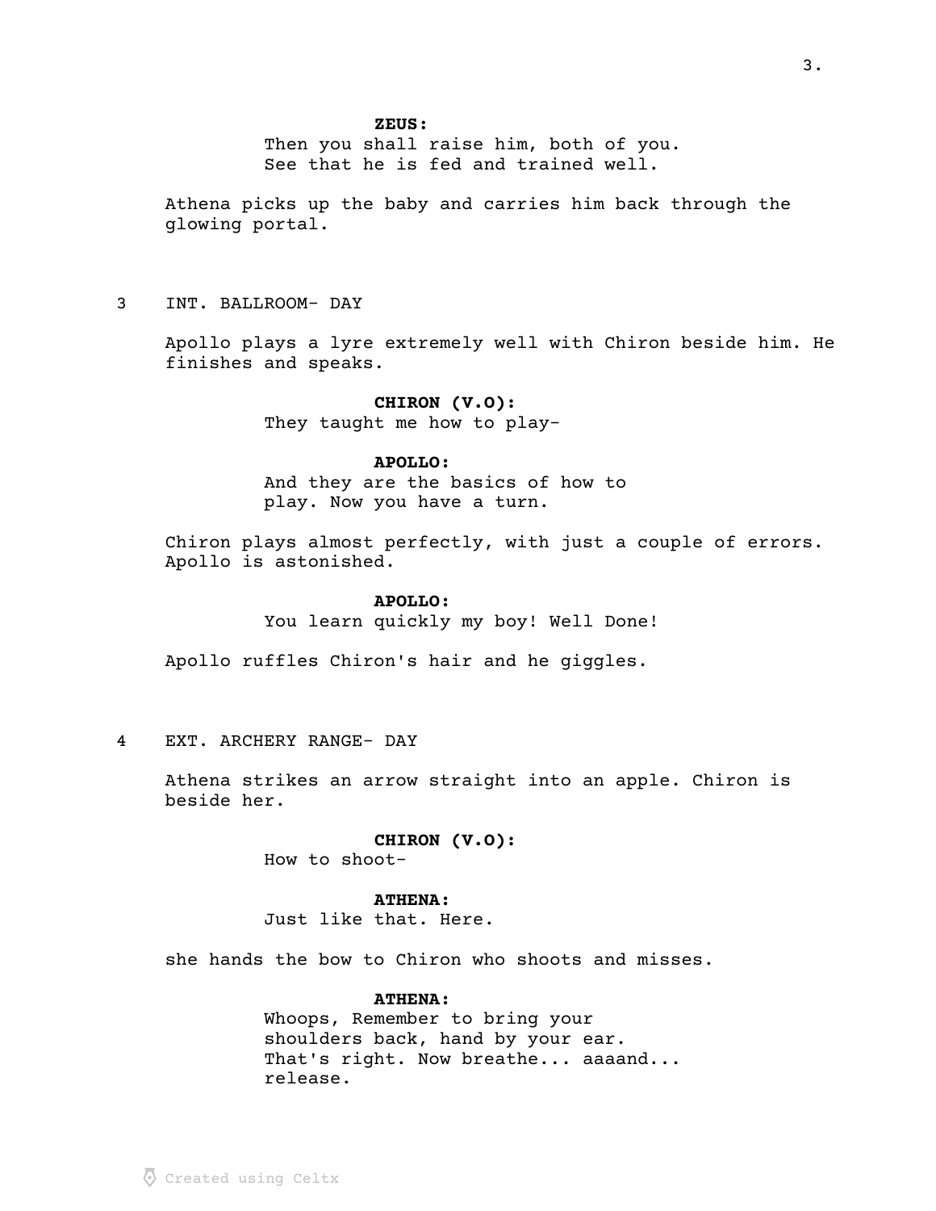**ZEUS:**
Then you shall raise him, both of you.
See that he is fed and trained well.

Athena picks up the baby and carries him back through the glowing portal.

3 INT. BALLROOM- DAY

Apollo plays a lyre extremely well with Chiron beside him. He finishes and speaks.

**CHIRON (V.O):**
They taught me how to play-

**APOLLO:**
And they are the basics of how to play. Now you have a turn.

Chiron plays almost perfectly, with just a couple of errors. Apollo is astonished.

**APOLLO:**
You learn quickly my boy! Well Done!

Apollo ruffles Chiron's hair and he giggles.

4 EXT. ARCHERY RANGE- DAY

Athena strikes an arrow straight into an apple. Chiron is beside her.

**CHIRON (V.O):**
How to shoot-

**ATHENA:**
Just like that. Here.

she hands the bow to Chiron who shoots and misses.

**ATHENA:**
Whoops, Remember to bring your shoulders back, hand by your ear. That's right. Now breathe... aaaand... release.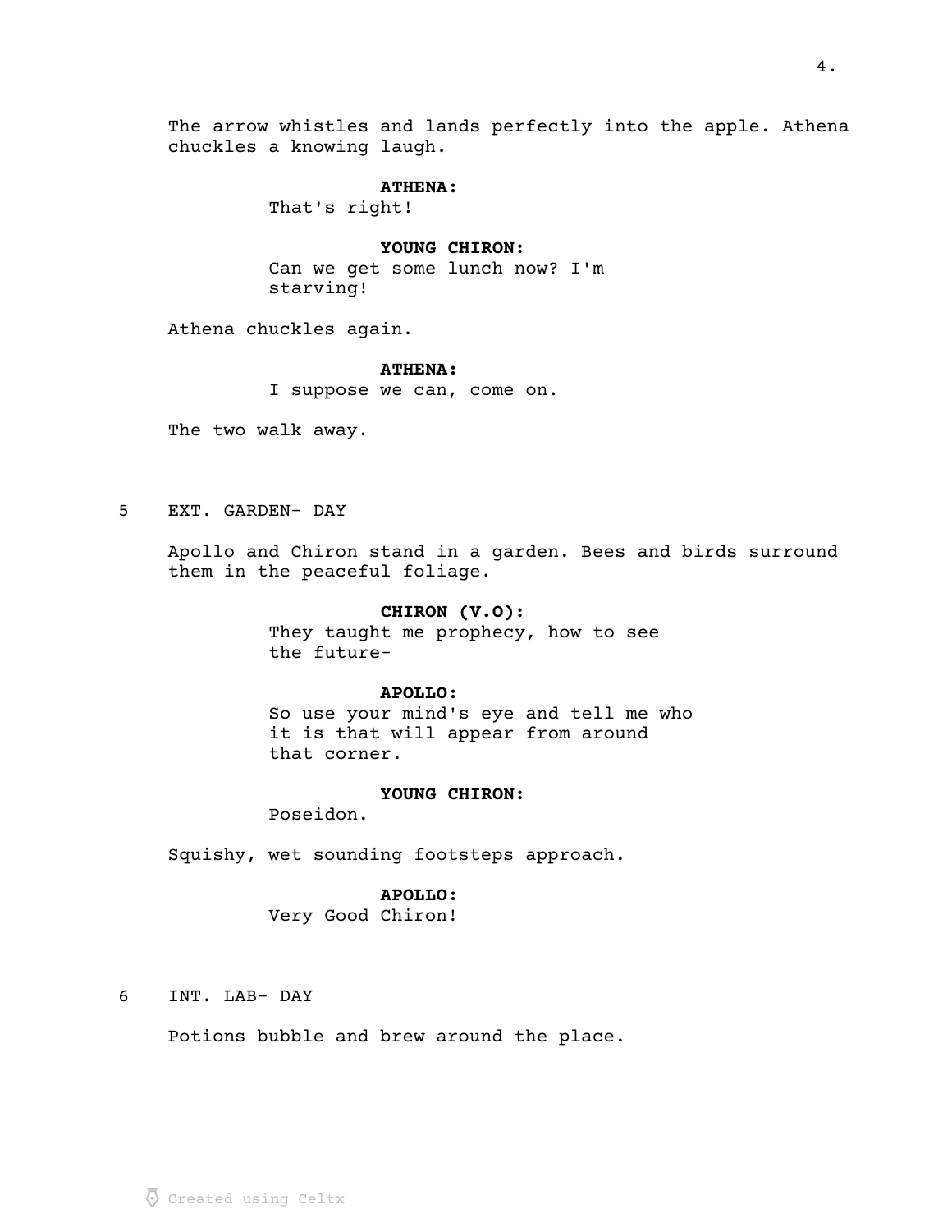The arrow whistles and lands perfectly into the apple. Athena chuckles a knowing laugh.

**ATHENA:**
That's right!

**YOUNG CHIRON:**
Can we get some lunch now? I'm starving!

Athena chuckles again.

**ATHENA:**
I suppose we can, come on.

The two walk away.

5 EXT. GARDEN- DAY

Apollo and Chiron stand in a garden. Bees and birds surround them in the peaceful foliage.

**CHIRON (V.O):**
They taught me prophecy, how to see the future-

**APOLLO:**
So use your mind's eye and tell me who it is that will appear from around that corner.

**YOUNG CHIRON:**
Poseidon.

Squishy, wet sounding footsteps approach.

**APOLLO:**
Very Good Chiron!

6 INT. LAB- DAY

Potions bubble and brew around the place.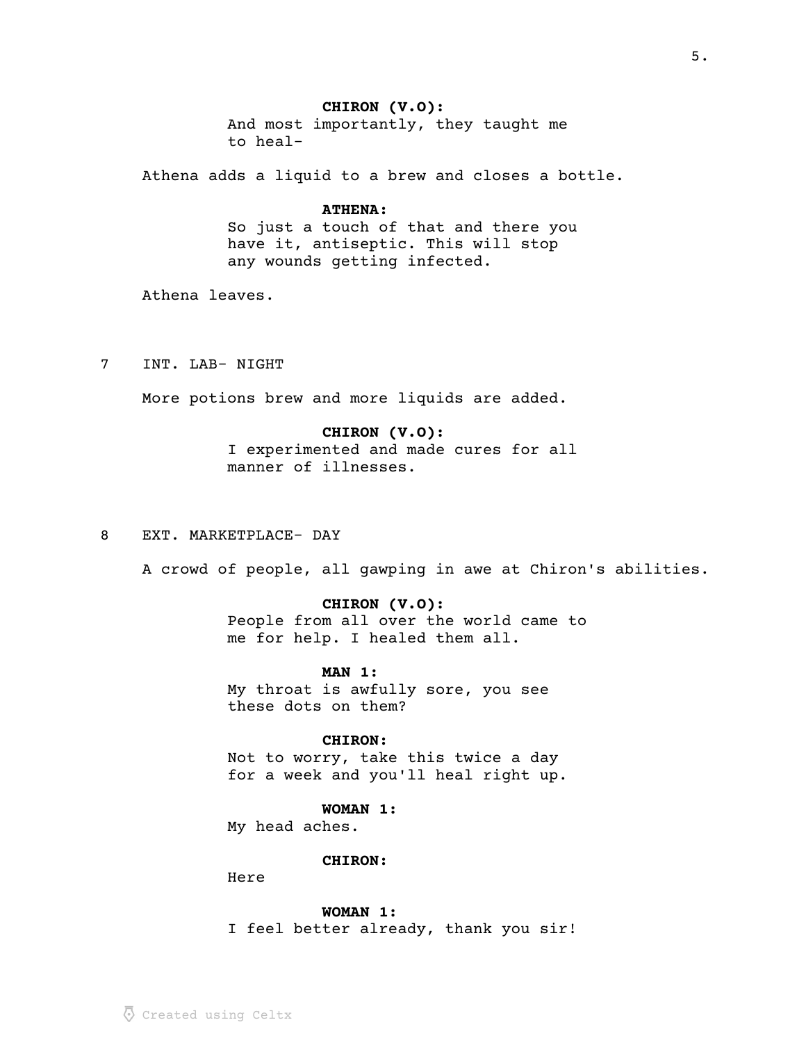**CHIRON (V.O):**
And most importantly, they taught me to heal-

Athena adds a liquid to a brew and closes a bottle.

**ATHENA:**
So just a touch of that and there you have it, antiseptic. This will stop any wounds getting infected.

Athena leaves.

7 INT. LAB- NIGHT

More potions brew and more liquids are added.

**CHIRON (V.O):**
I experimented and made cures for all manner of illnesses.

8 EXT. MARKETPLACE- DAY

A crowd of people, all gawping in awe at Chiron's abilities.

**CHIRON (V.O):**
People from all over the world came to me for help. I healed them all.

**MAN 1:**
My throat is awfully sore, you see these dots on them?

**CHIRON:**
Not to worry, take this twice a day for a week and you'll heal right up.

**WOMAN 1:**
My head aches.

**CHIRON:**
Here

**WOMAN 1:**
I feel better already, thank you sir!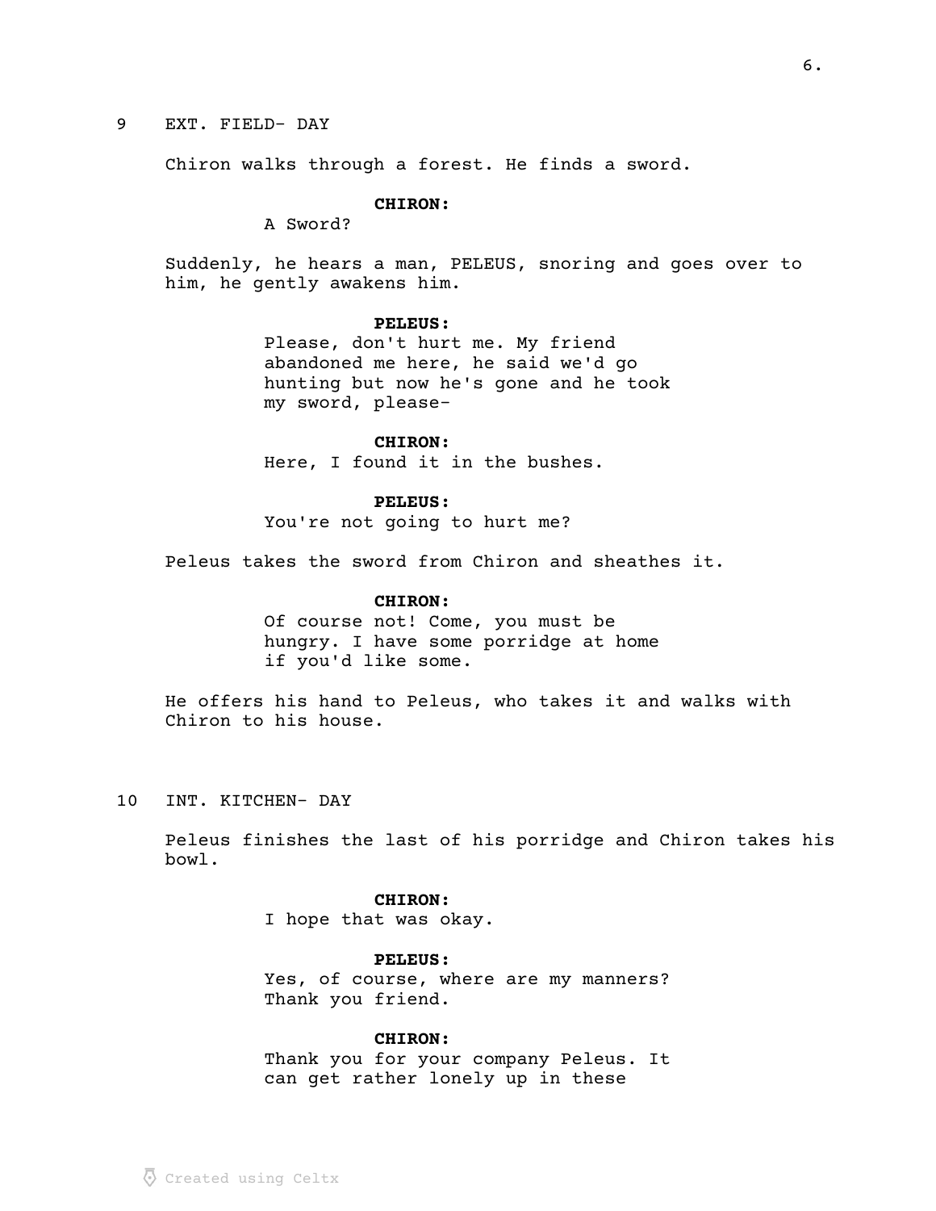9 EXT. FIELD- DAY

Chiron walks through a forest. He finds a sword.

**CHIRON:**
A Sword?

Suddenly, he hears a man, PELEUS, snoring and goes over to him, he gently awakens him.

**PELEUS:**
Please, don't hurt me. My friend abandoned me here, he said we'd go hunting but now he's gone and he took my sword, please-

**CHIRON:**
Here, I found it in the bushes.

**PELEUS:**
You're not going to hurt me?

Peleus takes the sword from Chiron and sheathes it.

**CHIRON:**
Of course not! Come, you must be hungry. I have some porridge at home if you'd like some.

He offers his hand to Peleus, who takes it and walks with Chiron to his house.

10 INT. KITCHEN- DAY

Peleus finishes the last of his porridge and Chiron takes his bowl.

**CHIRON:**
I hope that was okay.

**PELEUS:**
Yes, of course, where are my manners? Thank you friend.

**CHIRON:**
Thank you for your company Peleus. It can get rather lonely up in these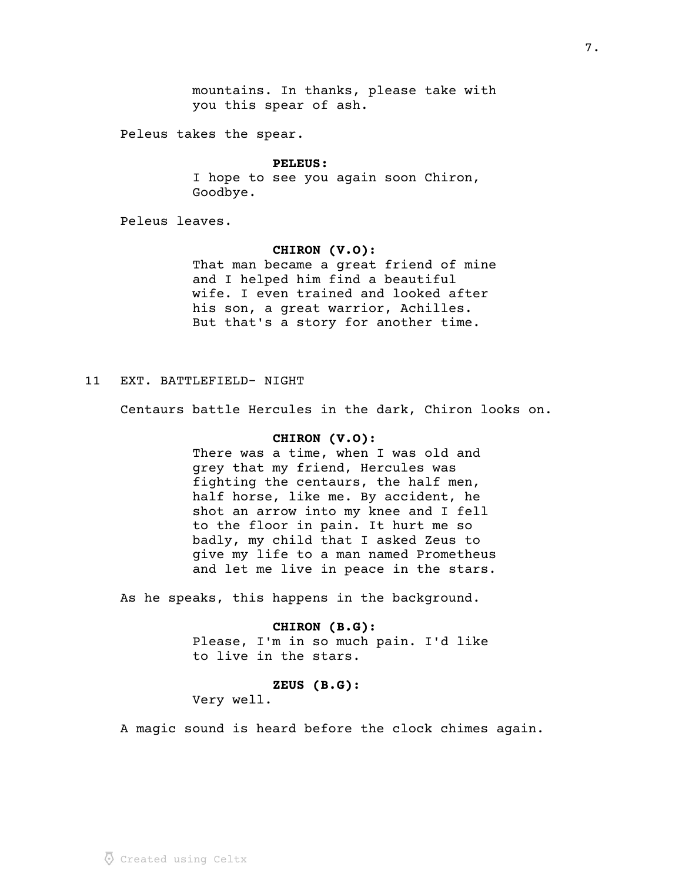mountains. In thanks, please take with you this spear of ash.

Peleus takes the spear.

**PELEUS:**
I hope to see you again soon Chiron, Goodbye.

Peleus leaves.

**CHIRON (V.O):**
That man became a great friend of mine and I helped him find a beautiful wife. I even trained and looked after his son, a great warrior, Achilles. But that's a story for another time.

11 EXT. BATTLEFIELD- NIGHT

Centaurs battle Hercules in the dark, Chiron looks on.

**CHIRON (V.O):**
There was a time, when I was old and grey that my friend, Hercules was fighting the centaurs, the half men, half horse, like me. By accident, he shot an arrow into my knee and I fell to the floor in pain. It hurt me so badly, my child that I asked Zeus to give my life to a man named Prometheus and let me live in peace in the stars.

As he speaks, this happens in the background.

**CHIRON (B.G):**
Please, I'm in so much pain. I'd like to live in the stars.

**ZEUS (B.G):**
Very well.

A magic sound is heard before the clock chimes again.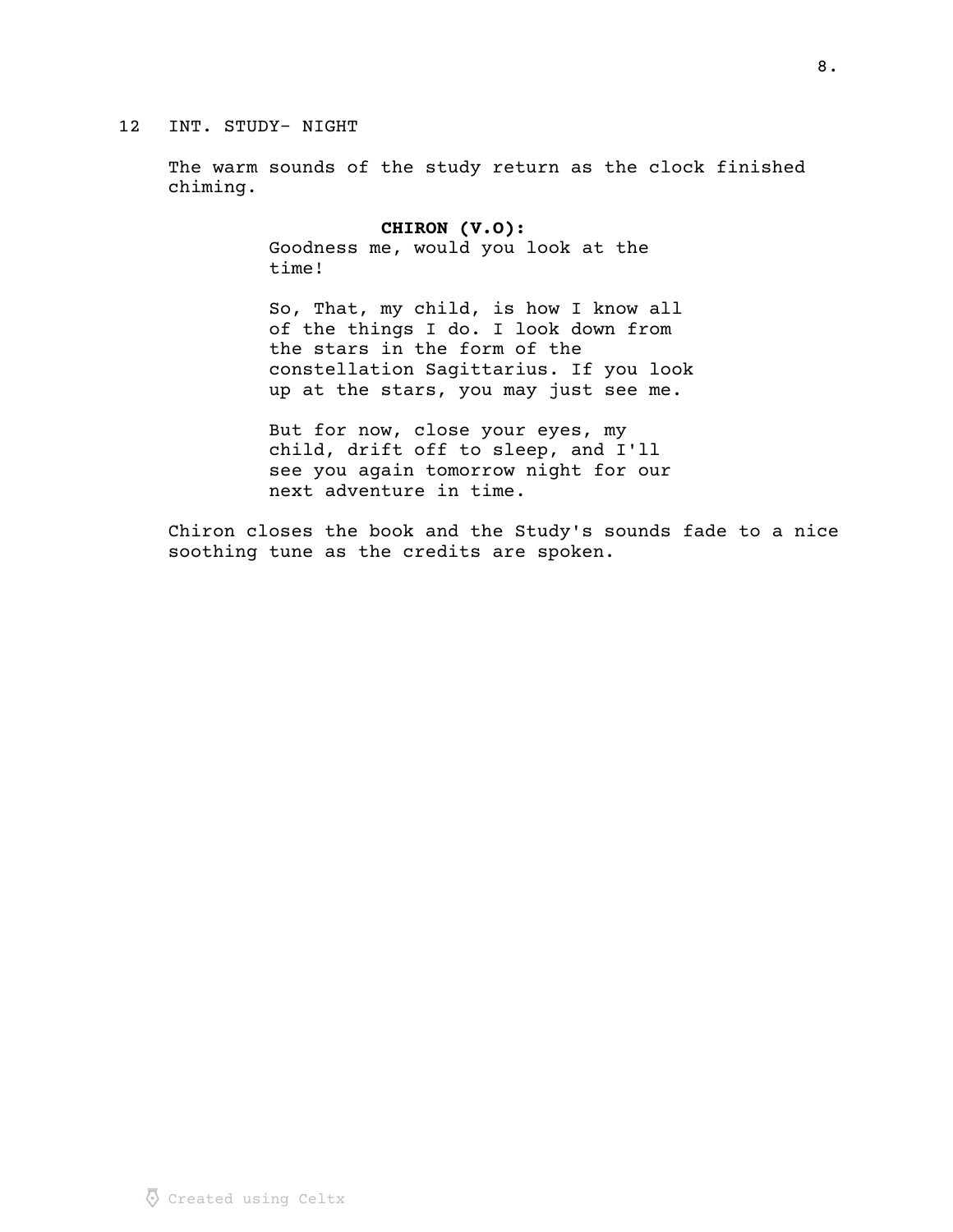12 INT. STUDY- NIGHT

The warm sounds of the study return as the clock finished chiming.

**CHIRON (V.O):**

Goodness me, would you look at the time!

So, That, my child, is how I know all of the things I do. I look down from the stars in the form of the constellation Sagittarius. If you look up at the stars, you may just see me.

But for now, close your eyes, my child, drift off to sleep, and I'll see you again tomorrow night for our next adventure in time.

Chiron closes the book and the Study's sounds fade to a nice soothing tune as the credits are spoken.